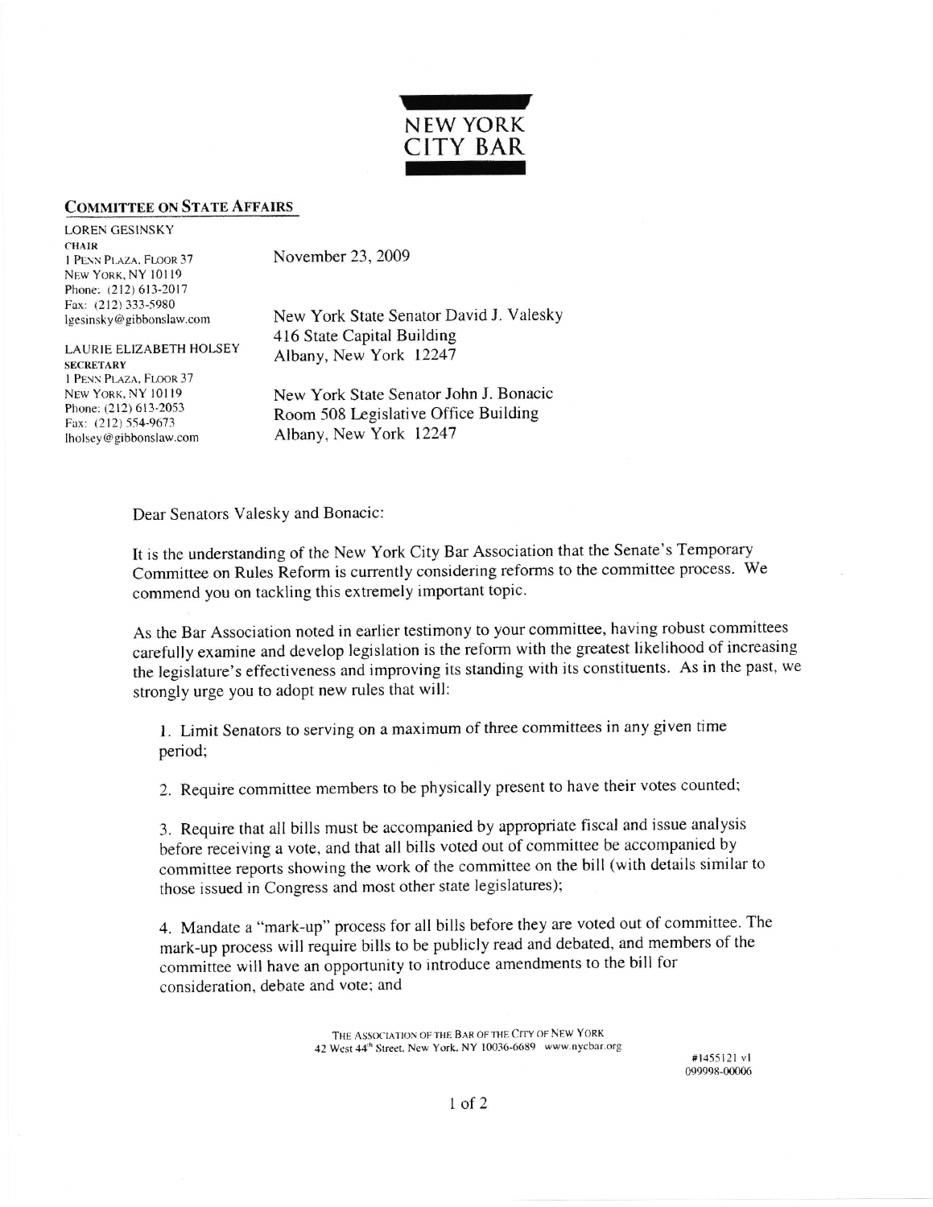# NEW YORK CITY BAR

## COMMITTEE ON STATE AFFAIRS

LOREN GESINSKY
CHAIR
1 PENN PLAZA, FLOOR 37
NEW YORK, NY 10119
Phone: (212) 613-2017
Fax: (212) 333-5980
lgesinsky@gibbonslaw.com

LAURIE ELIZABETH HOLSEY
SECRETARY
1 PENN PLAZA, FLOOR 37
NEW YORK, NY 10119
Phone: (212) 613-2053
Fax: (212) 554-9673
lholsey@gibbonslaw.com

November 23, 2009

New York State Senator David J. Valesky
416 State Capital Building
Albany, New York 12247

New York State Senator John J. Bonacic
Room 508 Legislative Office Building
Albany, New York 12247

Dear Senators Valesky and Bonacic:

It is the understanding of the New York City Bar Association that the Senate's Temporary Committee on Rules Reform is currently considering reforms to the committee process. We commend you on tackling this extremely important topic.

As the Bar Association noted in earlier testimony to your committee, having robust committees carefully examine and develop legislation is the reform with the greatest likelihood of increasing the legislature's effectiveness and improving its standing with its constituents. As in the past, we strongly urge you to adopt new rules that will:

1. Limit Senators to serving on a maximum of three committees in any given time period;

2. Require committee members to be physically present to have their votes counted;

3. Require that all bills must be accompanied by appropriate fiscal and issue analysis before receiving a vote, and that all bills voted out of committee be accompanied by committee reports showing the work of the committee on the bill (with details similar to those issued in Congress and most other state legislatures);

4. Mandate a "mark-up" process for all bills before they are voted out of committee. The mark-up process will require bills to be publicly read and debated, and members of the committee will have an opportunity to introduce amendments to the bill for consideration, debate and vote; and

THE ASSOCIATION OF THE BAR OF THE CITY OF NEW YORK
42 West 44th Street, New York, NY 10036-6689 www.nycbar.org

#1455121 v1
099998-00006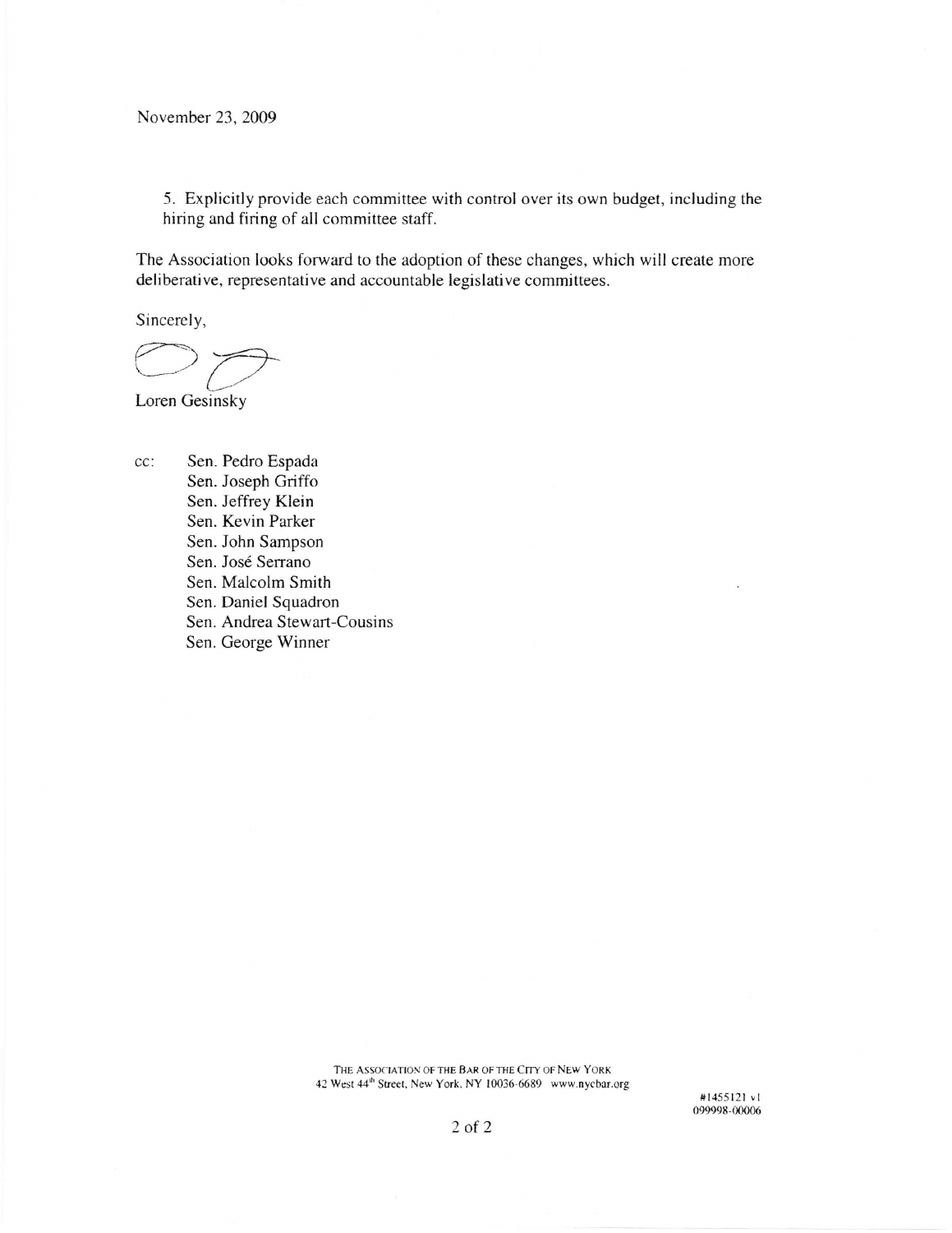November 23, 2009

5. Explicitly provide each committee with control over its own budget, including the hiring and firing of all committee staff.

The Association looks forward to the adoption of these changes, which will create more deliberative, representative and accountable legislative committees.

Sincerely,

Loren Gesinsky

cc: Sen. Pedro Espada
Sen. Joseph Griffo
Sen. Jeffrey Klein
Sen. Kevin Parker
Sen. John Sampson
Sen. José Serrano
Sen. Malcolm Smith
Sen. Daniel Squadron
Sen. Andrea Stewart-Cousins
Sen. George Winner

THE ASSOCIATION OF THE BAR OF THE CITY OF NEW YORK
42 West 44th Street, New York, NY 10036-6689 www.nycbar.org

#1455121 v1
099998-00006